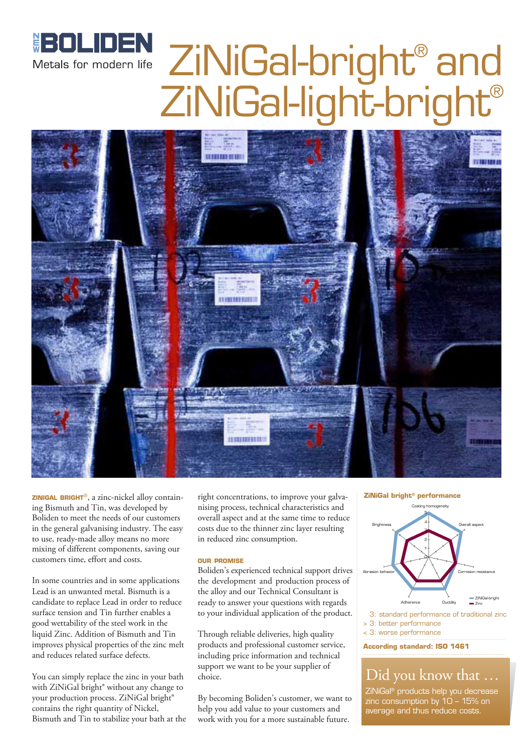# ZiNiGal-bright® and ZiNiGal-light-bright®

BOLIDEN
Metals for modern life

**ZINIGAL BRIGHT®**, a zinc-nickel alloy containing Bismuth and Tin, was developed by Boliden to meet the needs of our customers in the general galvanising industry. The easy to use, ready-made alloy means no more mixing of different components, saving our customers time, effort and costs.

In some countries and in some applications Lead is an unwanted metal. Bismuth is a candidate to replace Lead in order to reduce surface tension and Tin further enables a good wettability of the steel work in the liquid Zinc. Addition of Bismuth and Tin improves physical properties of the zinc melt and reduces related surface defects.

You can simply replace the zinc in your bath with ZiNiGal bright® without any change to your production process. ZiNiGal bright® contains the right quantity of Nickel, Bismuth and Tin to stabilize your bath at the right concentrations, to improve your galvanising process, technical characteristics and overall aspect and at the same time to reduce costs due to the thinner zinc layer resulting in reduced zinc consumption.

**OUR PROMISE**

Boliden's experienced technical support drives the development and production process of the alloy and our Technical Consultant is ready to answer your questions with regards to your individual application of the product.

Through reliable deliveries, high quality products and professional customer service, including price information and technical support we want to be your supplier of choice.

By becoming Boliden's customer, we want to help you add value to your customers and work with you for a more sustainable future.

**ZiNiGal bright® performance**

Coating homogeneity, Overall aspect, Corrosion resistance, Ductility, Adherence, Abrasion behavior, Brightness

ZiNiGal-bright
Zinc

3: standard performance of traditional zinc
> 3: better performance
< 3: worse performance

**According standard: ISO 1461**

## Did you know that …

ZiNiGal® products help you decrease zinc consumption by 10 – 15% on average and thus reduce costs.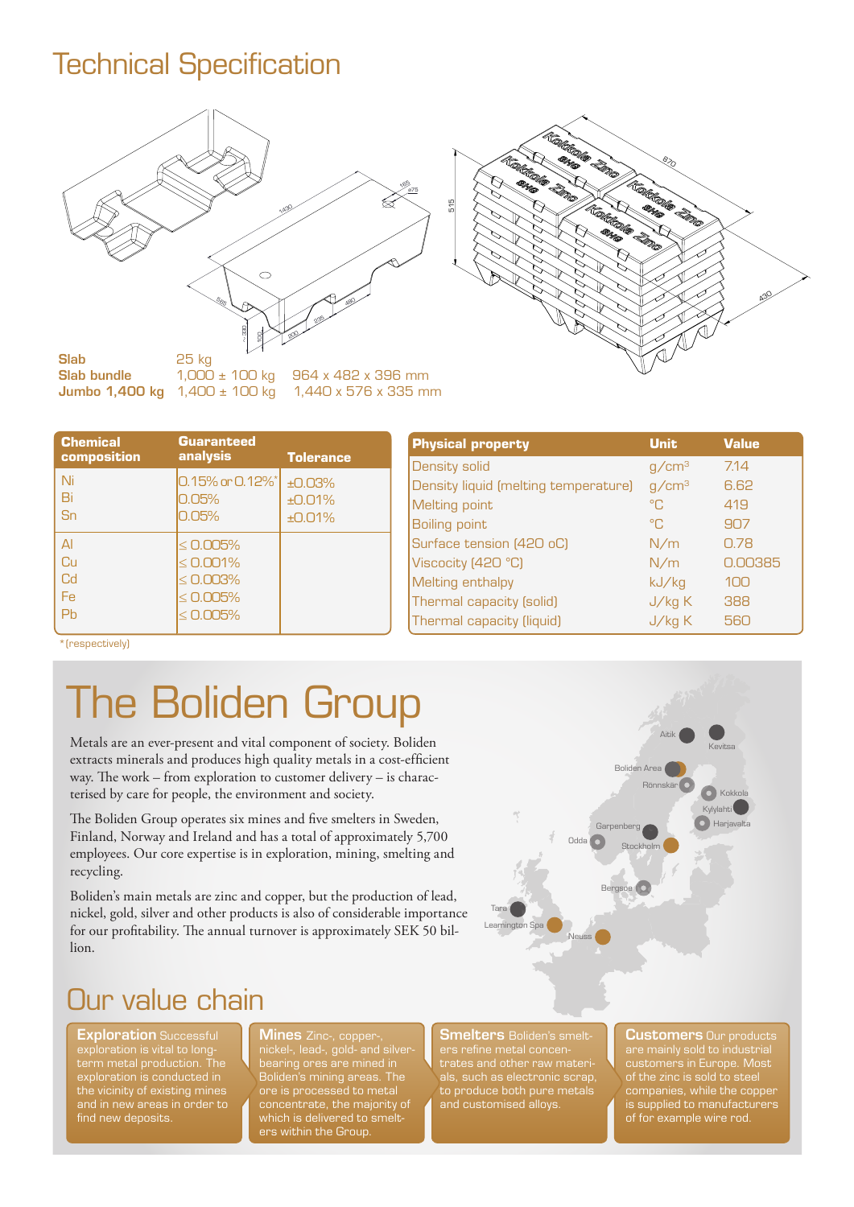# Technical Specification

| | | |
|---|---|---|
| **Slab** | 25 kg | |
| **Slab bundle** | 1,000 ± 100 kg | 964 x 482 x 396 mm |
| **Jumbo 1,400 kg** | 1,400 ± 100 kg | 1,440 x 576 x 335 mm |

| Chemical composition | Guaranteed analysis | Tolerance |
|---|---|---|
| Ni | 0.15% or 0.12%* | ±0.03% |
| Bi | 0.05% | ±0.01% |
| Sn | 0.05% | ±0.01% |
| Al | ≤ 0.005% | |
| Cu | ≤ 0.001% | |
| Cd | ≤ 0.003% | |
| Fe | ≤ 0.005% | |
| Pb | ≤ 0.005% | |

*(respectively)

| Physical property | Unit | Value |
|---|---|---|
| Density solid | g/cm³ | 7.14 |
| Density liquid (melting temperature) | g/cm³ | 6.62 |
| Melting point | °C | 419 |
| Boiling point | °C | 907 |
| Surface tension (420 oC) | N/m | 0.78 |
| Viscosity (420 °C) | N/m | 0.00385 |
| Melting enthalpy | kJ/kg | 100 |
| Thermal capacity (solid) | J/kg K | 388 |
| Thermal capacity (liquid) | J/kg K | 560 |

# The Boliden Group

Metals are an ever-present and vital component of society. Boliden extracts minerals and produces high quality metals in a cost-efficient way. The work – from exploration to customer delivery – is characterised by care for people, the environment and society.

The Boliden Group operates six mines and five smelters in Sweden, Finland, Norway and Ireland and has a total of approximately 5,700 employees. Our core expertise is in exploration, mining, smelting and recycling.

Boliden's main metals are zinc and copper, but the production of lead, nickel, gold, silver and other products is also of considerable importance for our profitability. The annual turnover is approximately SEK 50 billion.

Aitik
Kevitsa
Boliden Area
Rönnskär
Kokkola
Kylylahti
Harjavalta
Garpenberg
Odda
Stockholm
Bergsöe
Tara
Leamington Spa
Neuss

## Our value chain

**Exploration** Successful exploration is vital to long-term metal production. The exploration is conducted in the vicinity of existing mines and in new areas in order to find new deposits.

**Mines** Zinc-, copper-, nickel-, lead-, gold- and silver-bearing ores are mined in Boliden's mining areas. The ore is processed to metal concentrate, the majority of which is delivered to smelters within the Group.

**Smelters** Boliden's smelters refine metal concentrates and other raw materials, such as electronic scrap, to produce both pure metals and customised alloys.

**Customers** Our products are mainly sold to industrial customers in Europe. Most of the zinc is sold to steel companies, while the copper is supplied to manufacturers of for example wire rod.